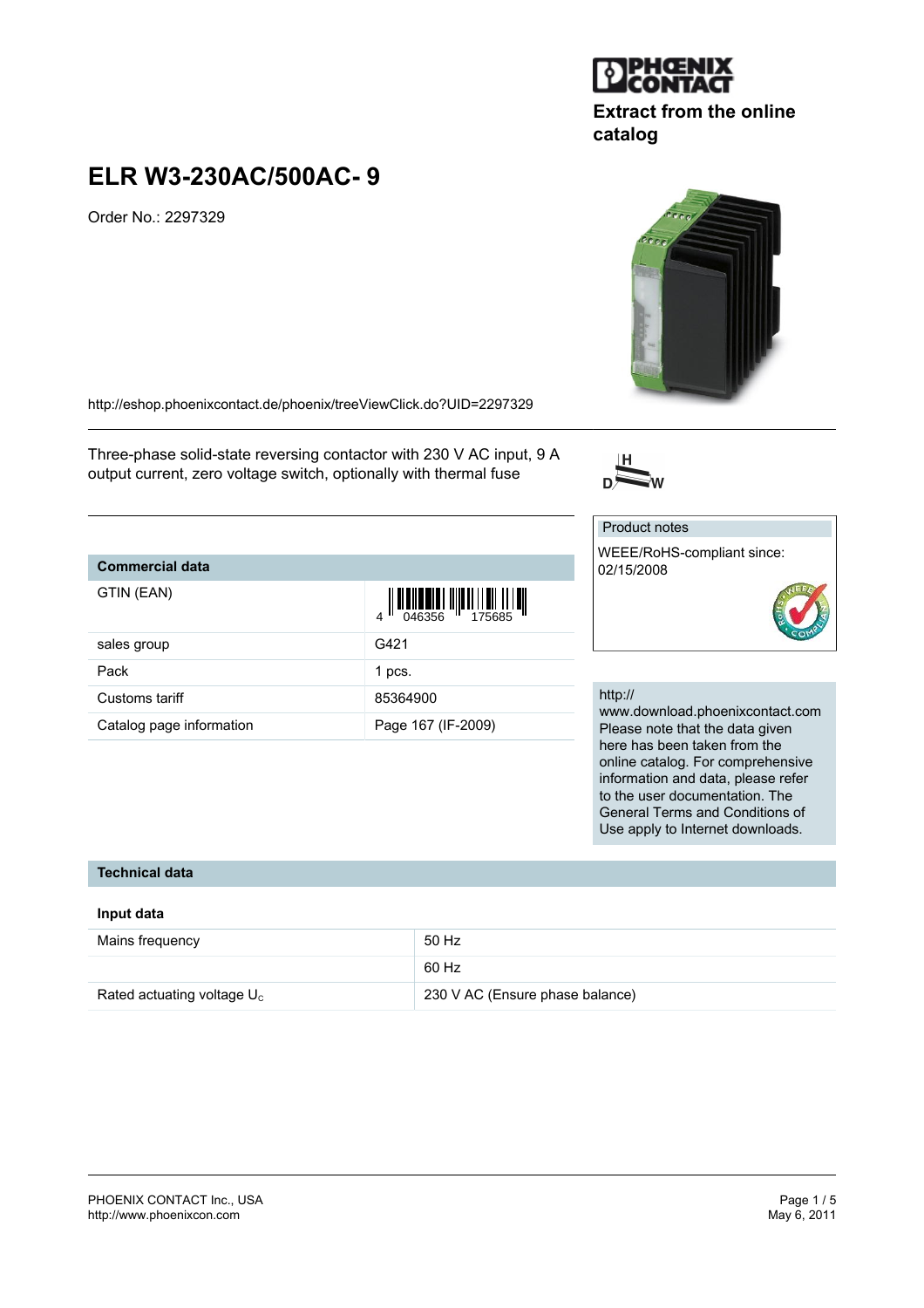Extract from the online catalog

# ELR W3-230AC/500AC- 9

Order No.: 2297329

http://eshop.phoenixcontact.de/phoenix/treeViewClick.do?UID=2297329

Three-phase solid-state reversing contactor with 230 V AC input, 9 A output current, zero voltage switch, optionally with thermal fuse

| Commercial data | |
|---|---|
| GTIN (EAN) | 4 046356 175685 |
| sales group | G421 |
| Pack | 1 pcs. |
| Customs tariff | 85364900 |
| Catalog page information | Page 167 (IF-2009) |

Product notes

WEEE/RoHS-compliant since: 02/15/2008

http://www.download.phoenixcontact.com
Please note that the data given here has been taken from the online catalog. For comprehensive information and data, please refer to the user documentation. The General Terms and Conditions of Use apply to Internet downloads.

## Technical data

### Input data

| | |
|---|---|
| Mains frequency | 50 Hz |
| | 60 Hz |
| Rated actuating voltage $U_c$ | 230 V AC (Ensure phase balance) |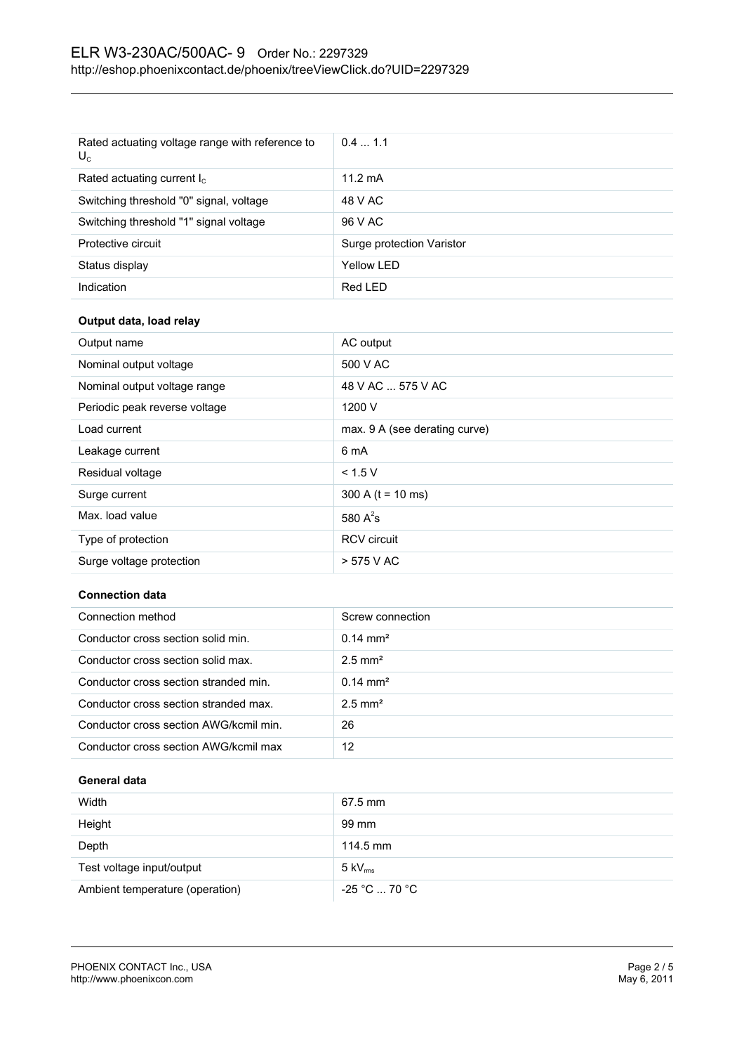| | |
|---|---|
| Rated actuating voltage range with reference to $U_C$ | 0.4 ... 1.1 |
| Rated actuating current $I_C$ | 11.2 mA |
| Switching threshold "0" signal, voltage | 48 V AC |
| Switching threshold "1" signal voltage | 96 V AC |
| Protective circuit | Surge protection Varistor |
| Status display | Yellow LED |
| Indication | Red LED |

### Output data, load relay

| | |
|---|---|
| Output name | AC output |
| Nominal output voltage | 500 V AC |
| Nominal output voltage range | 48 V AC ... 575 V AC |
| Periodic peak reverse voltage | 1200 V |
| Load current | max. 9 A (see derating curve) |
| Leakage current | 6 mA |
| Residual voltage | < 1.5 V |
| Surge current | 300 A (t = 10 ms) |
| Max. load value | 580 $A^2s$ |
| Type of protection | RCV circuit |
| Surge voltage protection | > 575 V AC |

### Connection data

| | |
|---|---|
| Connection method | Screw connection |
| Conductor cross section solid min. | 0.14 mm² |
| Conductor cross section solid max. | 2.5 mm² |
| Conductor cross section stranded min. | 0.14 mm² |
| Conductor cross section stranded max. | 2.5 mm² |
| Conductor cross section AWG/kcmil min. | 26 |
| Conductor cross section AWG/kcmil max | 12 |

### General data

| | |
|---|---|
| Width | 67.5 mm |
| Height | 99 mm |
| Depth | 114.5 mm |
| Test voltage input/output | 5 $kV_{rms}$ |
| Ambient temperature (operation) | -25 °C ... 70 °C |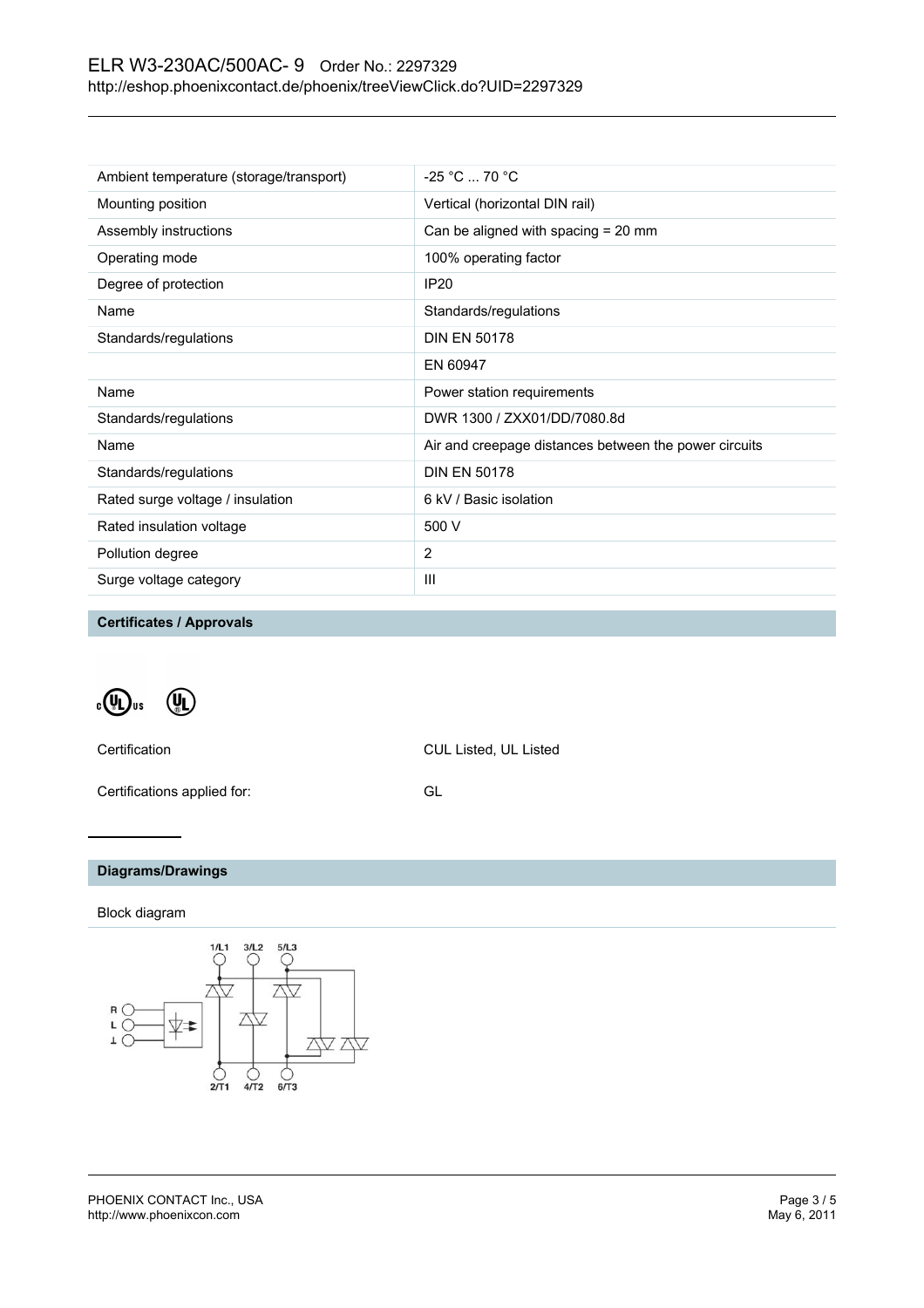| | |
|---|---|
| Ambient temperature (storage/transport) | -25 °C ... 70 °C |
| Mounting position | Vertical (horizontal DIN rail) |
| Assembly instructions | Can be aligned with spacing = 20 mm |
| Operating mode | 100% operating factor |
| Degree of protection | IP20 |
| Name | Standards/regulations |
| Standards/regulations | DIN EN 50178 |
| | EN 60947 |
| Name | Power station requirements |
| Standards/regulations | DWR 1300 / ZXX01/DD/7080.8d |
| Name | Air and creepage distances between the power circuits |
| Standards/regulations | DIN EN 50178 |
| Rated surge voltage / insulation | 6 kV / Basic isolation |
| Rated insulation voltage | 500 V |
| Pollution degree | 2 |
| Surge voltage category | III |

## Certificates / Approvals

| | |
|---|---|
| Certification | CUL Listed, UL Listed |
| Certifications applied for: | GL |

## Diagrams/Drawings

Block diagram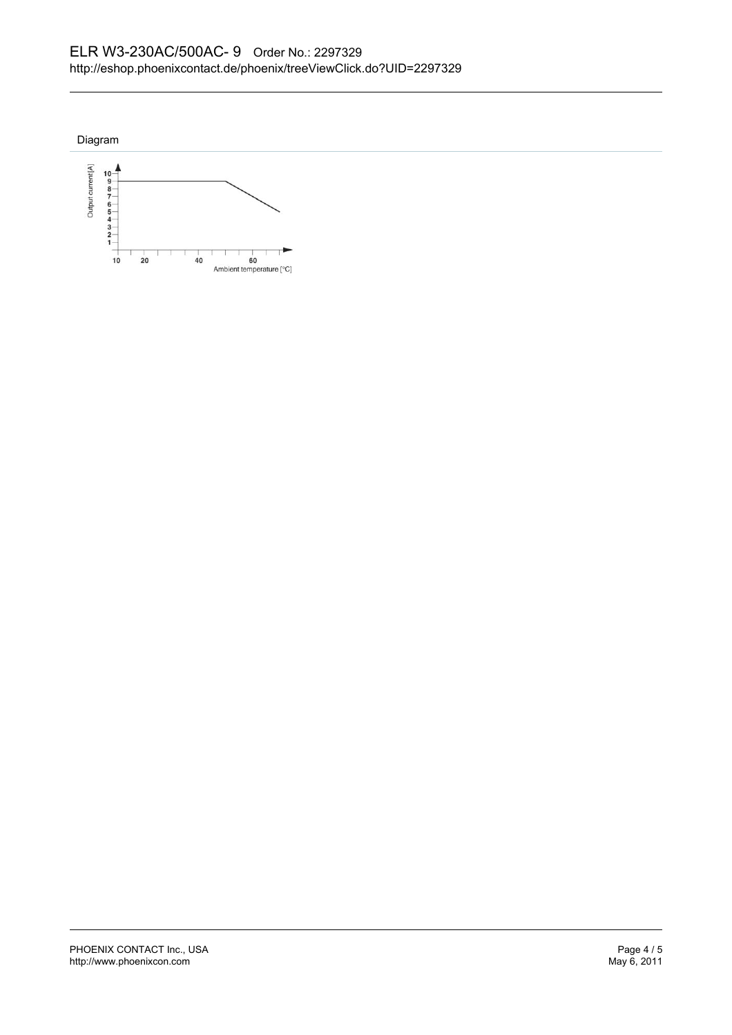## Diagram

Output current [A]

10
9
8
7
6
5
4
3
2
1

10 20 40 60

Ambient temperature [°C]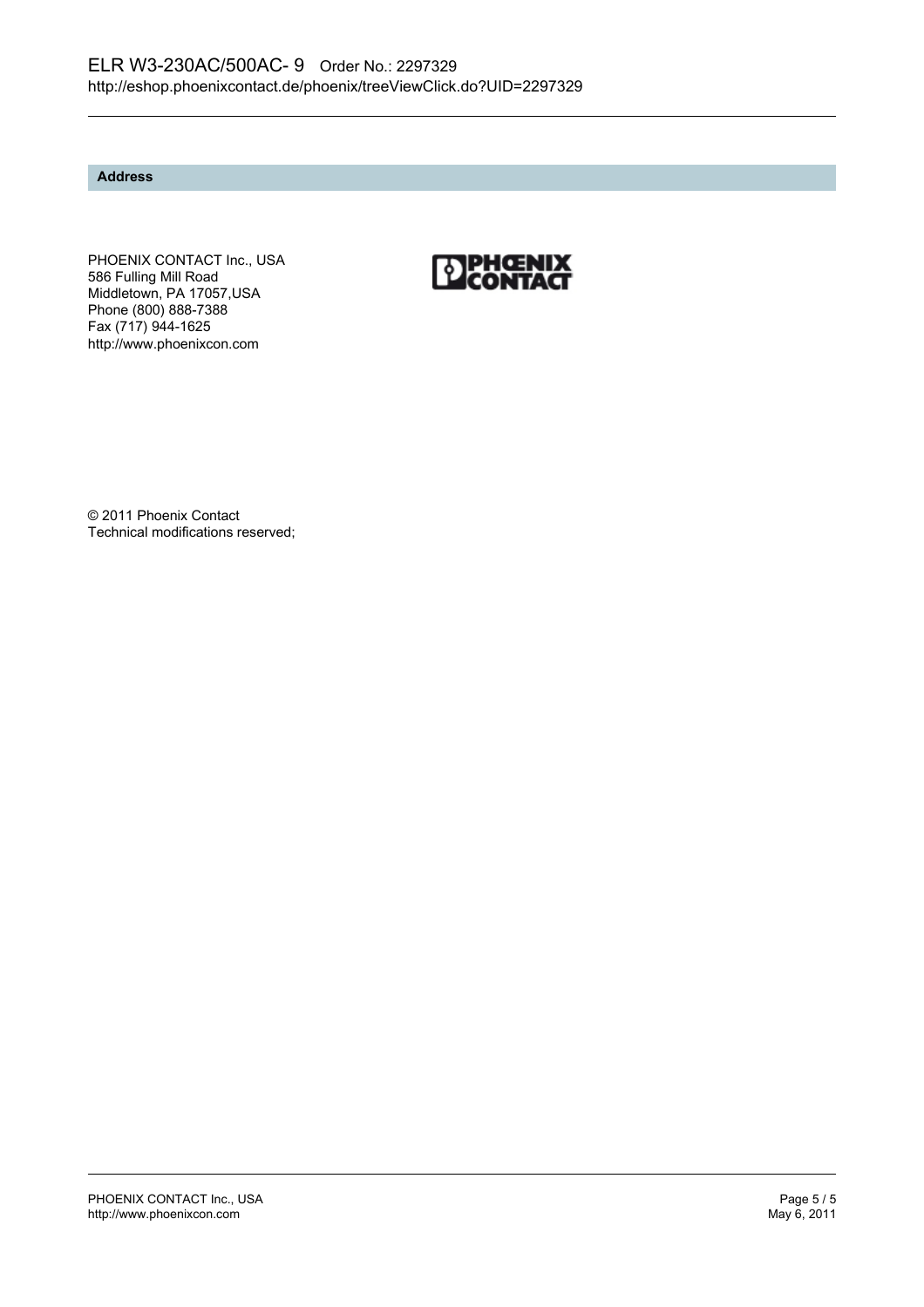## Address

PHOENIX CONTACT Inc., USA
586 Fulling Mill Road
Middletown, PA 17057,USA
Phone (800) 888-7388
Fax (717) 944-1625
http://www.phoenixcon.com

© 2011 Phoenix Contact
Technical modifications reserved;